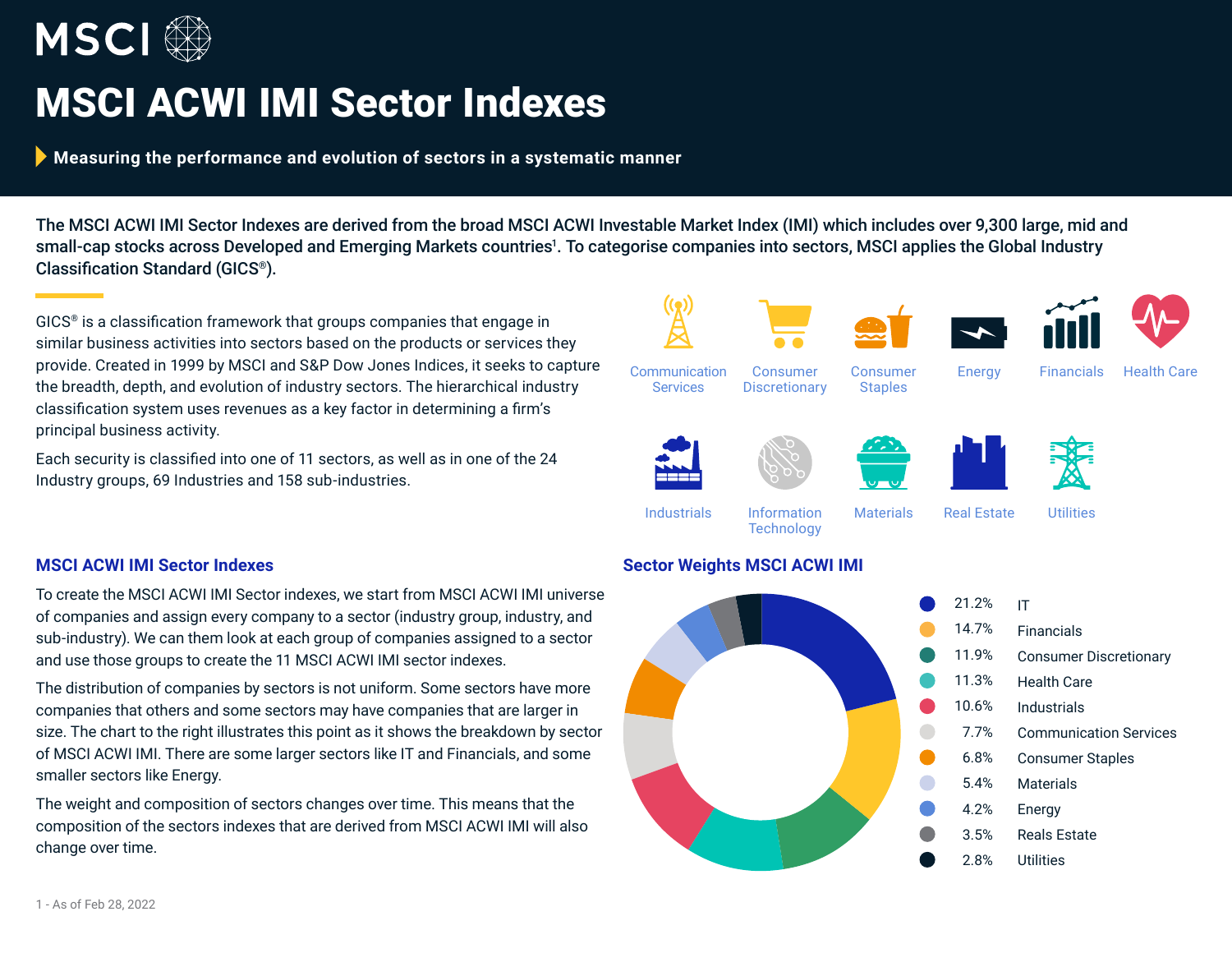# MSCI ACWI IMI Sector Indexes

**Measuring the performance and evolution of sectors in a systematic manner**

**The MSCI ACWI IMI Sector Indexes are derived from the broad MSCI ACWI Investable Market Index (IMI) which includes over 9,300 large, mid and small-cap stocks across Developed and Emerging Markets countries[1]. To categorise companies into sectors, MSCI applies the Global Industry Classification Standard (GICS®).**

GICS® is a classification framework that groups companies that engage in similar business activities into sectors based on the products or services they provide. Created in 1999 by MSCI and S&P Dow Jones Indices, it seeks to capture the breadth, depth, and evolution of industry sectors. The hierarchical industry classification system uses revenues as a key factor in determining a firm's principal business activity.

Each security is classified into one of 11 sectors, as well as in one of the 24 Industry groups, 69 Industries and 158 sub-industries.

Communication Services, Consumer Discretionary, Consumer Staples, Energy, Financials, Health Care, Industrials, Information Technology, Materials, Real Estate, Utilities

## MSCI ACWI IMI Sector Indexes

To create the MSCI ACWI IMI Sector indexes, we start from MSCI ACWI IMI universe of companies and assign every company to a sector (industry group, industry, and sub-industry). We can them look at each group of companies assigned to a sector and use those groups to create the 11 MSCI ACWI IMI sector indexes.

The distribution of companies by sectors is not uniform. Some sectors have more companies that others and some sectors may have companies that are larger in size. The chart to the right illustrates this point as it shows the breakdown by sector of MSCI ACWI IMI. There are some larger sectors like IT and Financials, and some smaller sectors like Energy.

The weight and composition of sectors changes over time. This means that the composition of the sectors indexes that are derived from MSCI ACWI IMI will also change over time.

## Sector Weights MSCI ACWI IMI

| Weight | Sector |
|---|---|
| 21.2% | IT |
| 14.7% | Financials |
| 11.9% | Consumer Discretionary |
| 11.3% | Health Care |
| 10.6% | Industrials |
| 7.7% | Communication Services |
| 6.8% | Consumer Staples |
| 5.4% | Materials |
| 4.2% | Energy |
| 3.5% | Reals Estate |
| 2.8% | Utilities |

1 - As of Feb 28, 2022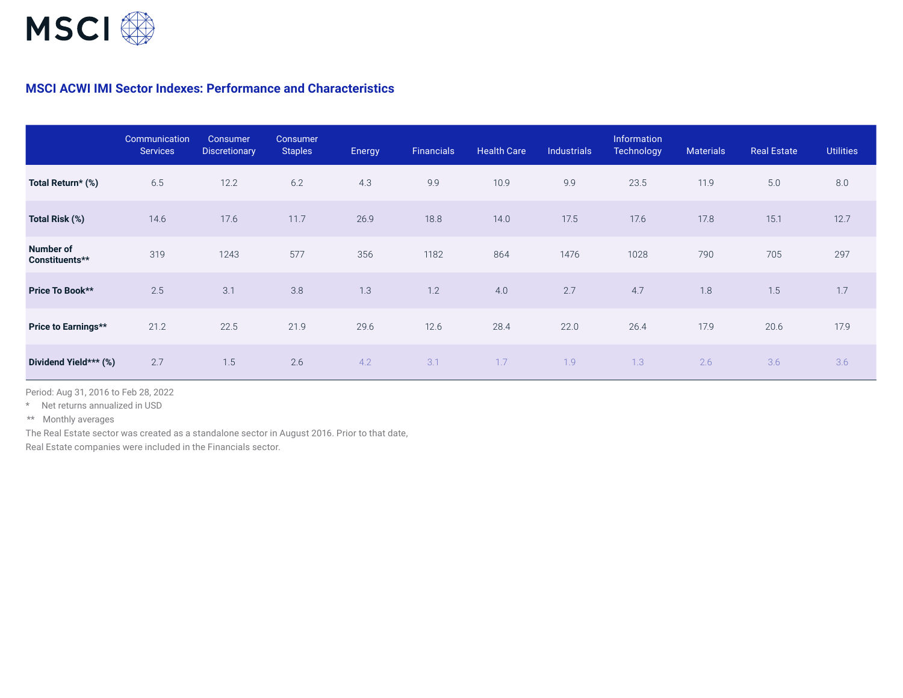## MSCI ACWI IMI Sector Indexes: Performance and Characteristics

| | Communication Services | Consumer Discretionary | Consumer Staples | Energy | Financials | Health Care | Industrials | Information Technology | Materials | Real Estate | Utilities |
|---|---|---|---|---|---|---|---|---|---|---|---|
| **Total Return* (%)** | 6.5 | 12.2 | 6.2 | 4.3 | 9.9 | 10.9 | 9.9 | 23.5 | 11.9 | 5.0 | 8.0 |
| **Total Risk (%)** | 14.6 | 17.6 | 11.7 | 26.9 | 18.8 | 14.0 | 17.5 | 17.6 | 17.8 | 15.1 | 12.7 |
| **Number of Constituents**** | 319 | 1243 | 577 | 356 | 1182 | 864 | 1476 | 1028 | 790 | 705 | 297 |
| **Price To Book**** | 2.5 | 3.1 | 3.8 | 1.3 | 1.2 | 4.0 | 2.7 | 4.7 | 1.8 | 1.5 | 1.7 |
| **Price to Earnings**** | 21.2 | 22.5 | 21.9 | 29.6 | 12.6 | 28.4 | 22.0 | 26.4 | 17.9 | 20.6 | 17.9 |
| **Dividend Yield*** (%)** | 2.7 | 1.5 | 2.6 | 4.2 | 3.1 | 1.7 | 1.9 | 1.3 | 2.6 | 3.6 | 3.6 |

Period: Aug 31, 2016 to Feb 28, 2022

\* Net returns annualized in USD

\** Monthly averages

The Real Estate sector was created as a standalone sector in August 2016. Prior to that date, Real Estate companies were included in the Financials sector.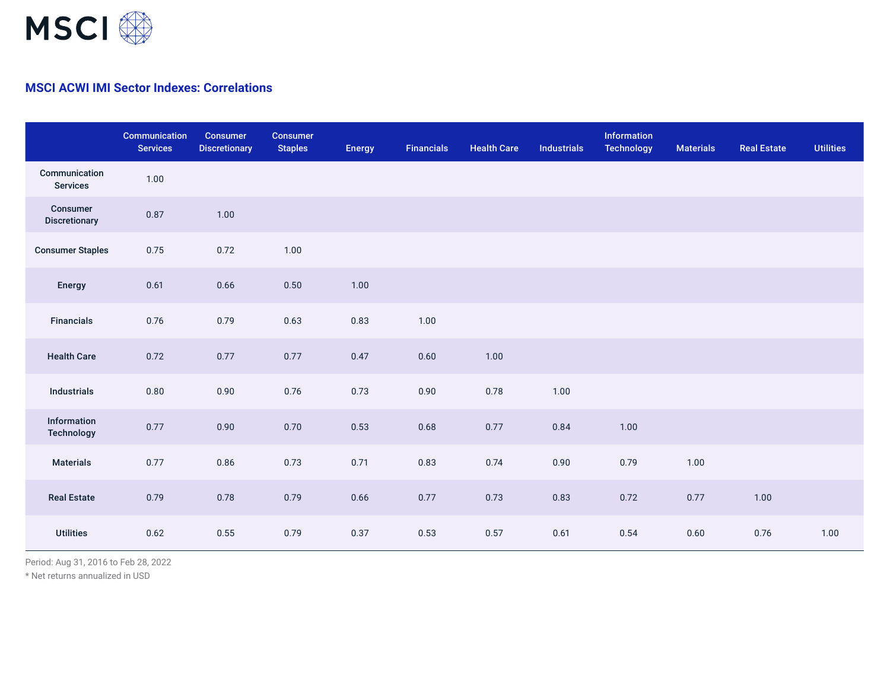## MSCI ACWI IMI Sector Indexes: Correlations

| | Communication Services | Consumer Discretionary | Consumer Staples | Energy | Financials | Health Care | Industrials | Information Technology | Materials | Real Estate | Utilities |
|---|---|---|---|---|---|---|---|---|---|---|---|
| Communication Services | 1.00 | | | | | | | | | | |
| Consumer Discretionary | 0.87 | 1.00 | | | | | | | | | |
| Consumer Staples | 0.75 | 0.72 | 1.00 | | | | | | | | |
| Energy | 0.61 | 0.66 | 0.50 | 1.00 | | | | | | | |
| Financials | 0.76 | 0.79 | 0.63 | 0.83 | 1.00 | | | | | | |
| Health Care | 0.72 | 0.77 | 0.77 | 0.47 | 0.60 | 1.00 | | | | | |
| Industrials | 0.80 | 0.90 | 0.76 | 0.73 | 0.90 | 0.78 | 1.00 | | | | |
| Information Technology | 0.77 | 0.90 | 0.70 | 0.53 | 0.68 | 0.77 | 0.84 | 1.00 | | | |
| Materials | 0.77 | 0.86 | 0.73 | 0.71 | 0.83 | 0.74 | 0.90 | 0.79 | 1.00 | | |
| Real Estate | 0.79 | 0.78 | 0.79 | 0.66 | 0.77 | 0.73 | 0.83 | 0.72 | 0.77 | 1.00 | |
| Utilities | 0.62 | 0.55 | 0.79 | 0.37 | 0.53 | 0.57 | 0.61 | 0.54 | 0.60 | 0.76 | 1.00 |

Period: Aug 31, 2016 to Feb 28, 2022

* Net returns annualized in USD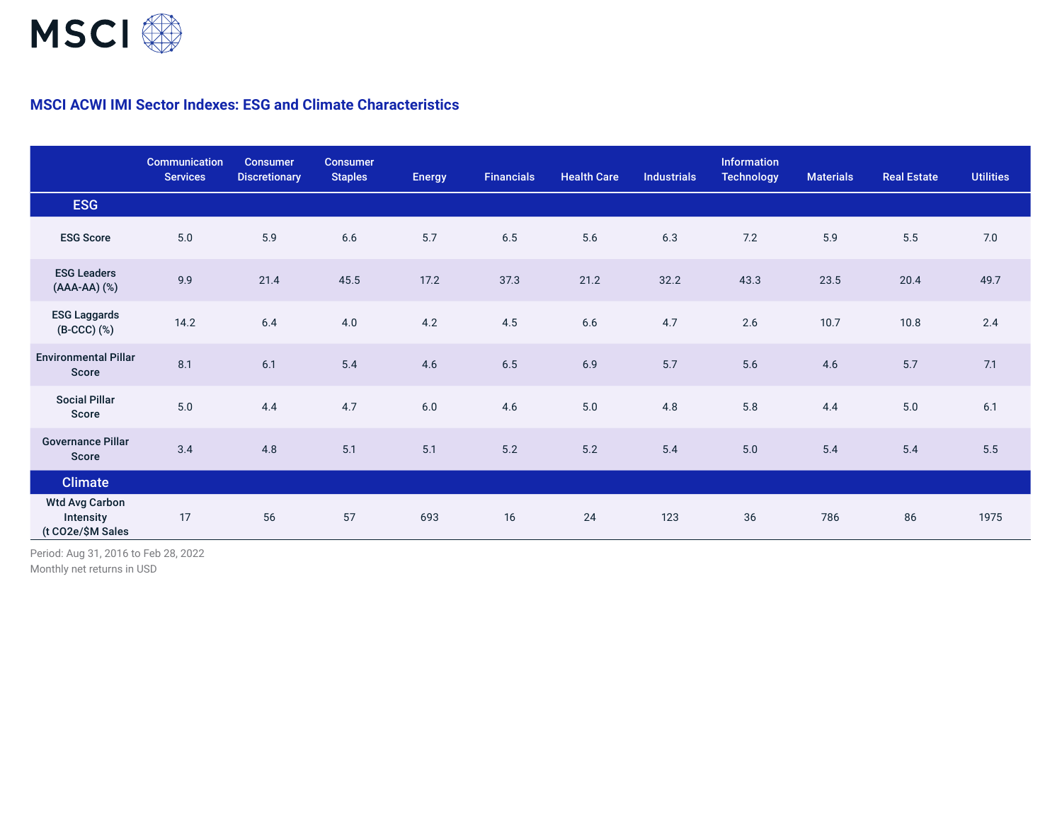## MSCI ACWI IMI Sector Indexes: ESG and Climate Characteristics

| | Communication Services | Consumer Discretionary | Consumer Staples | Energy | Financials | Health Care | Industrials | Information Technology | Materials | Real Estate | Utilities |
|---|---|---|---|---|---|---|---|---|---|---|---|
| **ESG** | | | | | | | | | | | |
| **ESG Score** | 5.0 | 5.9 | 6.6 | 5.7 | 6.5 | 5.6 | 6.3 | 7.2 | 5.9 | 5.5 | 7.0 |
| **ESG Leaders (AAA-AA) (%)** | 9.9 | 21.4 | 45.5 | 17.2 | 37.3 | 21.2 | 32.2 | 43.3 | 23.5 | 20.4 | 49.7 |
| **ESG Laggards (B-CCC) (%)** | 14.2 | 6.4 | 4.0 | 4.2 | 4.5 | 6.6 | 4.7 | 2.6 | 10.7 | 10.8 | 2.4 |
| **Environmental Pillar Score** | 8.1 | 6.1 | 5.4 | 4.6 | 6.5 | 6.9 | 5.7 | 5.6 | 4.6 | 5.7 | 7.1 |
| **Social Pillar Score** | 5.0 | 4.4 | 4.7 | 6.0 | 4.6 | 5.0 | 4.8 | 5.8 | 4.4 | 5.0 | 6.1 |
| **Governance Pillar Score** | 3.4 | 4.8 | 5.1 | 5.1 | 5.2 | 5.2 | 5.4 | 5.0 | 5.4 | 5.4 | 5.5 |
| **Climate** | | | | | | | | | | | |
| **Wtd Avg Carbon Intensity (t $CO_2e$/$M Sales** | 17 | 56 | 57 | 693 | 16 | 24 | 123 | 36 | 786 | 86 | 1975 |

Period: Aug 31, 2016 to Feb 28, 2022
Monthly net returns in USD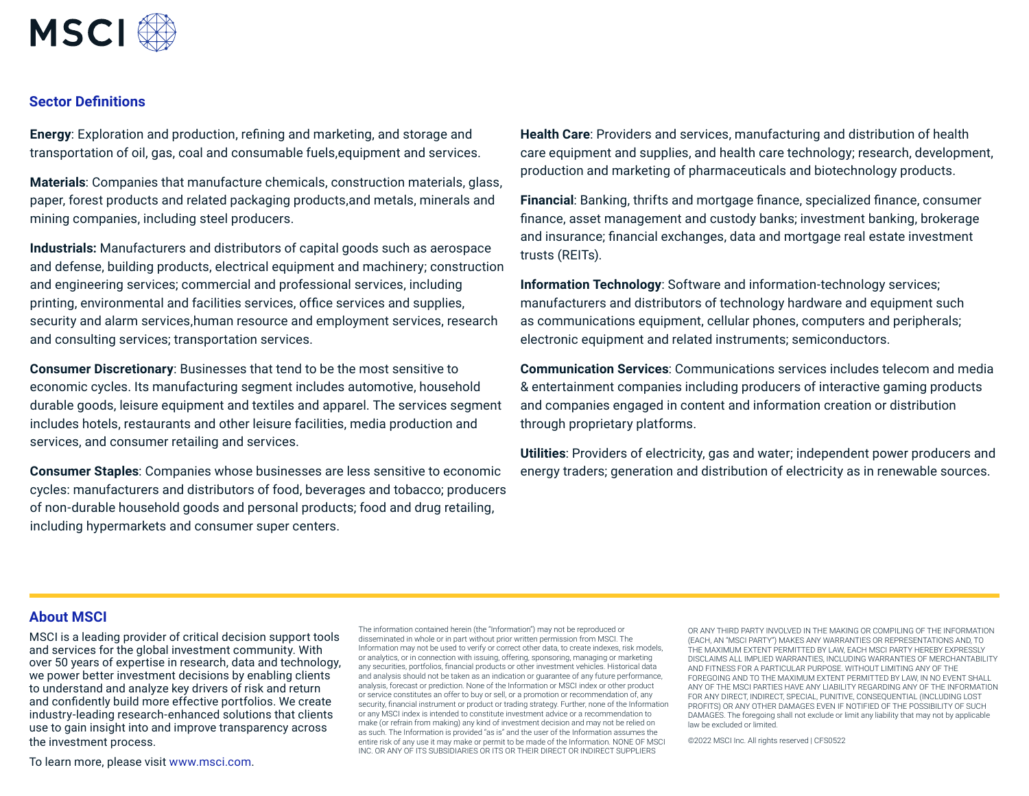## Sector Definitions

**Energy**: Exploration and production, refining and marketing, and storage and transportation of oil, gas, coal and consumable fuels,equipment and services.

**Materials**: Companies that manufacture chemicals, construction materials, glass, paper, forest products and related packaging products,and metals, minerals and mining companies, including steel producers.

**Industrials:** Manufacturers and distributors of capital goods such as aerospace and defense, building products, electrical equipment and machinery; construction and engineering services; commercial and professional services, including printing, environmental and facilities services, office services and supplies, security and alarm services,human resource and employment services, research and consulting services; transportation services.

**Consumer Discretionary**: Businesses that tend to be the most sensitive to economic cycles. Its manufacturing segment includes automotive, household durable goods, leisure equipment and textiles and apparel. The services segment includes hotels, restaurants and other leisure facilities, media production and services, and consumer retailing and services.

**Consumer Staples**: Companies whose businesses are less sensitive to economic cycles: manufacturers and distributors of food, beverages and tobacco; producers of non-durable household goods and personal products; food and drug retailing, including hypermarkets and consumer super centers.

**Health Care**: Providers and services, manufacturing and distribution of health care equipment and supplies, and health care technology; research, development, production and marketing of pharmaceuticals and biotechnology products.

**Financial**: Banking, thrifts and mortgage finance, specialized finance, consumer finance, asset management and custody banks; investment banking, brokerage and insurance; financial exchanges, data and mortgage real estate investment trusts (REITs).

**Information Technology**: Software and information-technology services; manufacturers and distributors of technology hardware and equipment such as communications equipment, cellular phones, computers and peripherals; electronic equipment and related instruments; semiconductors.

**Communication Services**: Communications services includes telecom and media & entertainment companies including producers of interactive gaming products and companies engaged in content and information creation or distribution through proprietary platforms.

**Utilities**: Providers of electricity, gas and water; independent power producers and energy traders; generation and distribution of electricity as in renewable sources.

## About MSCI

MSCI is a leading provider of critical decision support tools and services for the global investment community. With over 50 years of expertise in research, data and technology, we power better investment decisions by enabling clients to understand and analyze key drivers of risk and return and confidently build more effective portfolios. We create industry-leading research-enhanced solutions that clients use to gain insight into and improve transparency across the investment process.

To learn more, please visit www.msci.com.

The information contained herein (the "Information") may not be reproduced or disseminated in whole or in part without prior written permission from MSCI. The Information may not be used to verify or correct other data, to create indexes, risk models, or analytics, or in connection with issuing, offering, sponsoring, managing or marketing any securities, portfolios, financial products or other investment vehicles. Historical data and analysis should not be taken as an indication or guarantee of any future performance, analysis, forecast or prediction. None of the Information or MSCI index or other product or service constitutes an offer to buy or sell, or a promotion or recommendation of, any security, financial instrument or product or trading strategy. Further, none of the Information or any MSCI index is intended to constitute investment advice or a recommendation to make (or refrain from making) any kind of investment decision and may not be relied on as such. The Information is provided "as is" and the user of the Information assumes the entire risk of any use it may make or permit to be made of the Information. NONE OF MSCI INC. OR ANY OF ITS SUBSIDIARIES OR ITS OR THEIR DIRECT OR INDIRECT SUPPLIERS OR ANY THIRD PARTY INVOLVED IN THE MAKING OR COMPILING OF THE INFORMATION (EACH, AN "MSCI PARTY") MAKES ANY WARRANTIES OR REPRESENTATIONS AND, TO THE MAXIMUM EXTENT PERMITTED BY LAW, EACH MSCI PARTY HEREBY EXPRESSLY DISCLAIMS ALL IMPLIED WARRANTIES, INCLUDING WARRANTIES OF MERCHANTABILITY AND FITNESS FOR A PARTICULAR PURPOSE. WITHOUT LIMITING ANY OF THE FOREGOING AND TO THE MAXIMUM EXTENT PERMITTED BY LAW, IN NO EVENT SHALL ANY OF THE MSCI PARTIES HAVE ANY LIABILITY REGARDING ANY OF THE INFORMATION FOR ANY DIRECT, INDIRECT, SPECIAL, PUNITIVE, CONSEQUENTIAL (INCLUDING LOST PROFITS) OR ANY OTHER DAMAGES EVEN IF NOTIFIED OF THE POSSIBILITY OF SUCH DAMAGES. The foregoing shall not exclude or limit any liability that may not by applicable law be excluded or limited.

©2022 MSCI Inc. All rights reserved | CFS0522